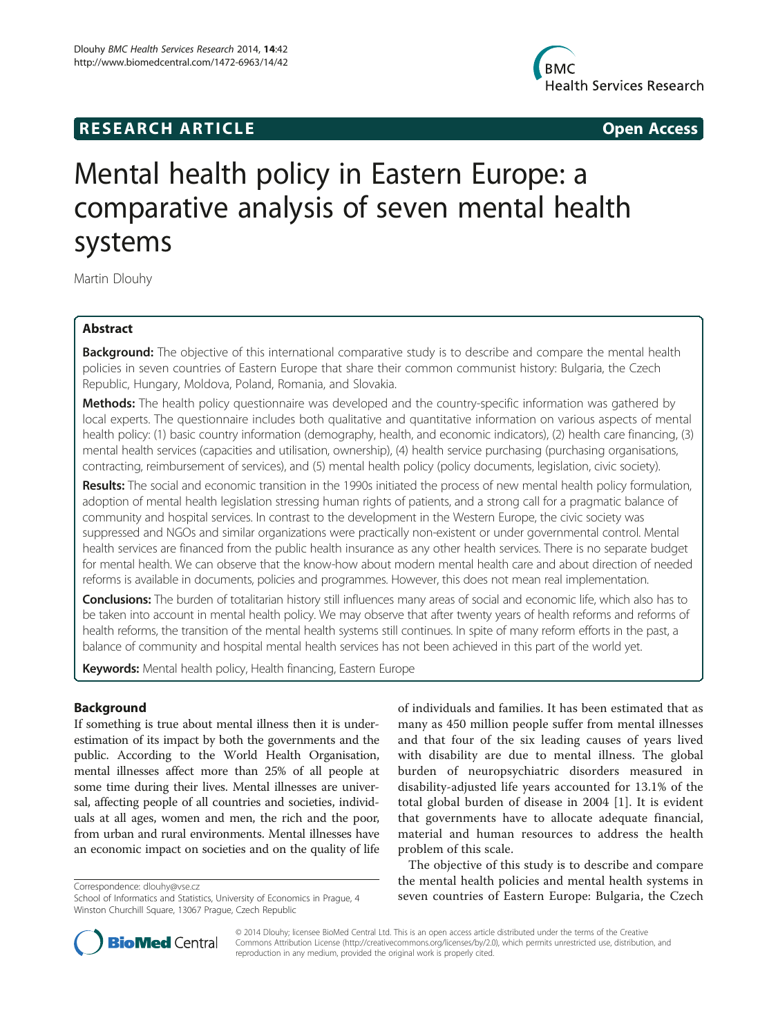**RESEARCH ARTICLE** **Open Access**

# Mental health policy in Eastern Europe: a comparative analysis of seven mental health systems

Martin Dlouhy

## Abstract

**Background:** The objective of this international comparative study is to describe and compare the mental health policies in seven countries of Eastern Europe that share their common communist history: Bulgaria, the Czech Republic, Hungary, Moldova, Poland, Romania, and Slovakia.

**Methods:** The health policy questionnaire was developed and the country-specific information was gathered by local experts. The questionnaire includes both qualitative and quantitative information on various aspects of mental health policy: (1) basic country information (demography, health, and economic indicators), (2) health care financing, (3) mental health services (capacities and utilisation, ownership), (4) health service purchasing (purchasing organisations, contracting, reimbursement of services), and (5) mental health policy (policy documents, legislation, civic society).

**Results:** The social and economic transition in the 1990s initiated the process of new mental health policy formulation, adoption of mental health legislation stressing human rights of patients, and a strong call for a pragmatic balance of community and hospital services. In contrast to the development in the Western Europe, the civic society was suppressed and NGOs and similar organizations were practically non-existent or under governmental control. Mental health services are financed from the public health insurance as any other health services. There is no separate budget for mental health. We can observe that the know-how about modern mental health care and about direction of needed reforms is available in documents, policies and programmes. However, this does not mean real implementation.

**Conclusions:** The burden of totalitarian history still influences many areas of social and economic life, which also has to be taken into account in mental health policy. We may observe that after twenty years of health reforms and reforms of health reforms, the transition of the mental health systems still continues. In spite of many reform efforts in the past, a balance of community and hospital mental health services has not been achieved in this part of the world yet.

**Keywords:** Mental health policy, Health financing, Eastern Europe

## Background

If something is true about mental illness then it is underestimation of its impact by both the governments and the public. According to the World Health Organisation, mental illnesses affect more than 25% of all people at some time during their lives. Mental illnesses are universal, affecting people of all countries and societies, individuals at all ages, women and men, the rich and the poor, from urban and rural environments. Mental illnesses have an economic impact on societies and on the quality of life of individuals and families. It has been estimated that as many as 450 million people suffer from mental illnesses and that four of the six leading causes of years lived with disability are due to mental illness. The global burden of neuropsychiatric disorders measured in disability-adjusted life years accounted for 13.1% of the total global burden of disease in 2004 [1]. It is evident that governments have to allocate adequate financial, material and human resources to address the health problem of this scale.

The objective of this study is to describe and compare the mental health policies and mental health systems in seven countries of Eastern Europe: Bulgaria, the Czech

Correspondence: dlouhy@vse.cz
School of Informatics and Statistics, University of Economics in Prague, 4 Winston Churchill Square, 13067 Prague, Czech Republic

© 2014 Dlouhy; licensee BioMed Central Ltd. This is an open access article distributed under the terms of the Creative Commons Attribution License (http://creativecommons.org/licenses/by/2.0), which permits unrestricted use, distribution, and reproduction in any medium, provided the original work is properly cited.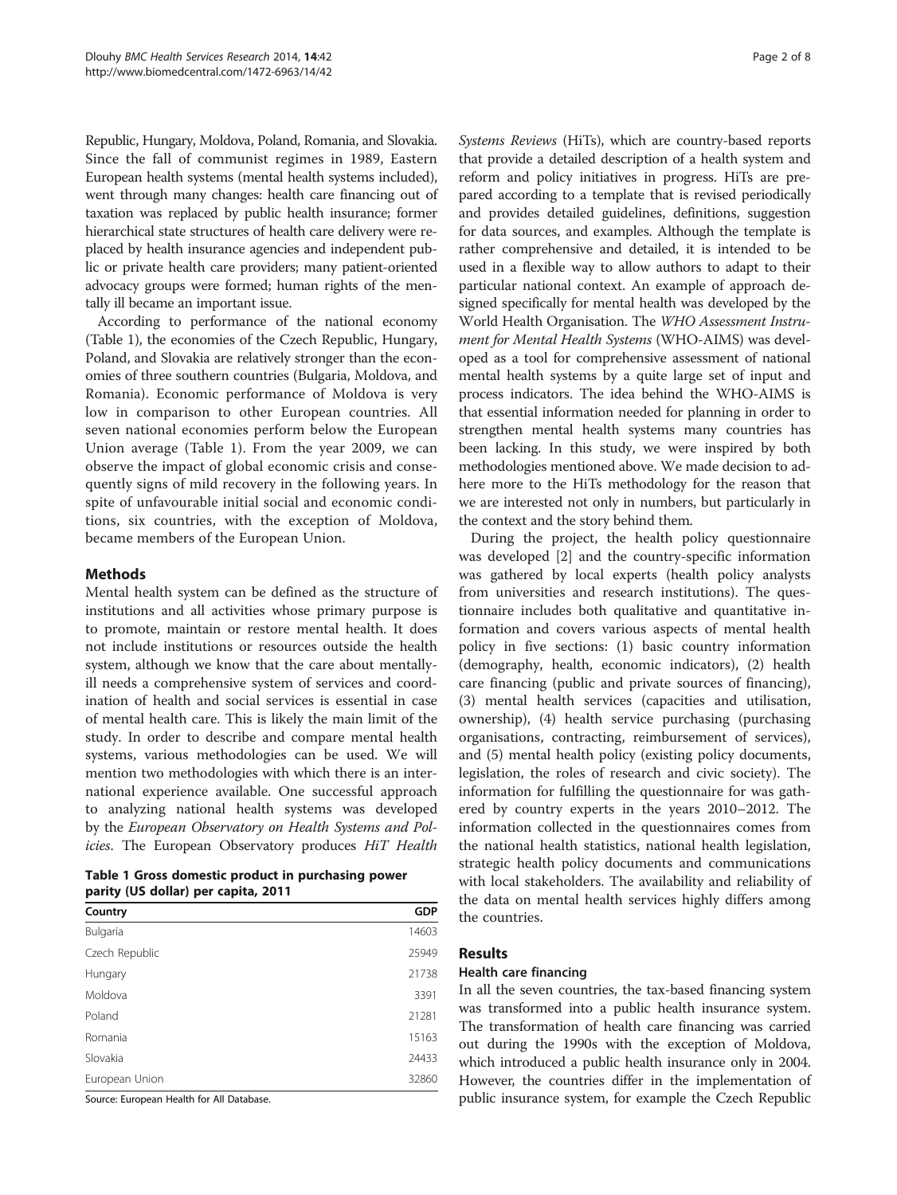Republic, Hungary, Moldova, Poland, Romania, and Slovakia. Since the fall of communist regimes in 1989, Eastern European health systems (mental health systems included), went through many changes: health care financing out of taxation was replaced by public health insurance; former hierarchical state structures of health care delivery were replaced by health insurance agencies and independent public or private health care providers; many patient-oriented advocacy groups were formed; human rights of the mentally ill became an important issue.

According to performance of the national economy (Table 1), the economies of the Czech Republic, Hungary, Poland, and Slovakia are relatively stronger than the economies of three southern countries (Bulgaria, Moldova, and Romania). Economic performance of Moldova is very low in comparison to other European countries. All seven national economies perform below the European Union average (Table 1). From the year 2009, we can observe the impact of global economic crisis and consequently signs of mild recovery in the following years. In spite of unfavourable initial social and economic conditions, six countries, with the exception of Moldova, became members of the European Union.

## Methods

Mental health system can be defined as the structure of institutions and all activities whose primary purpose is to promote, maintain or restore mental health. It does not include institutions or resources outside the health system, although we know that the care about mentally-ill needs a comprehensive system of services and coordination of health and social services is essential in case of mental health care. This is likely the main limit of the study. In order to describe and compare mental health systems, various methodologies can be used. We will mention two methodologies with which there is an international experience available. One successful approach to analyzing national health systems was developed by the *European Observatory on Health Systems and Policies*. The European Observatory produces *HiT Health Systems Reviews* (HiTs), which are country-based reports that provide a detailed description of a health system and reform and policy initiatives in progress. HiTs are prepared according to a template that is revised periodically and provides detailed guidelines, definitions, suggestion for data sources, and examples. Although the template is rather comprehensive and detailed, it is intended to be used in a flexible way to allow authors to adapt to their particular national context. An example of approach designed specifically for mental health was developed by the World Health Organisation. The *WHO Assessment Instrument for Mental Health Systems* (WHO-AIMS) was developed as a tool for comprehensive assessment of national mental health systems by a quite large set of input and process indicators. The idea behind the WHO-AIMS is that essential information needed for planning in order to strengthen mental health systems many countries has been lacking. In this study, we were inspired by both methodologies mentioned above. We made decision to adhere more to the HiTs methodology for the reason that we are interested not only in numbers, but particularly in the context and the story behind them.

**Table 1 Gross domestic product in purchasing power parity (US dollar) per capita, 2011**

| Country | GDP |
|---|---|
| Bulgaria | 14603 |
| Czech Republic | 25949 |
| Hungary | 21738 |
| Moldova | 3391 |
| Poland | 21281 |
| Romania | 15163 |
| Slovakia | 24433 |
| European Union | 32860 |

Source: European Health for All Database.

During the project, the health policy questionnaire was developed [2] and the country-specific information was gathered by local experts (health policy analysts from universities and research institutions). The questionnaire includes both qualitative and quantitative information and covers various aspects of mental health policy in five sections: (1) basic country information (demography, health, economic indicators), (2) health care financing (public and private sources of financing), (3) mental health services (capacities and utilisation, ownership), (4) health service purchasing (purchasing organisations, contracting, reimbursement of services), and (5) mental health policy (existing policy documents, legislation, the roles of research and civic society). The information for fulfilling the questionnaire for was gathered by country experts in the years 2010–2012. The information collected in the questionnaires comes from the national health statistics, national health legislation, strategic health policy documents and communications with local stakeholders. The availability and reliability of the data on mental health services highly differs among the countries.

## Results

### Health care financing

In all the seven countries, the tax-based financing system was transformed into a public health insurance system. The transformation of health care financing was carried out during the 1990s with the exception of Moldova, which introduced a public health insurance only in 2004. However, the countries differ in the implementation of public insurance system, for example the Czech Republic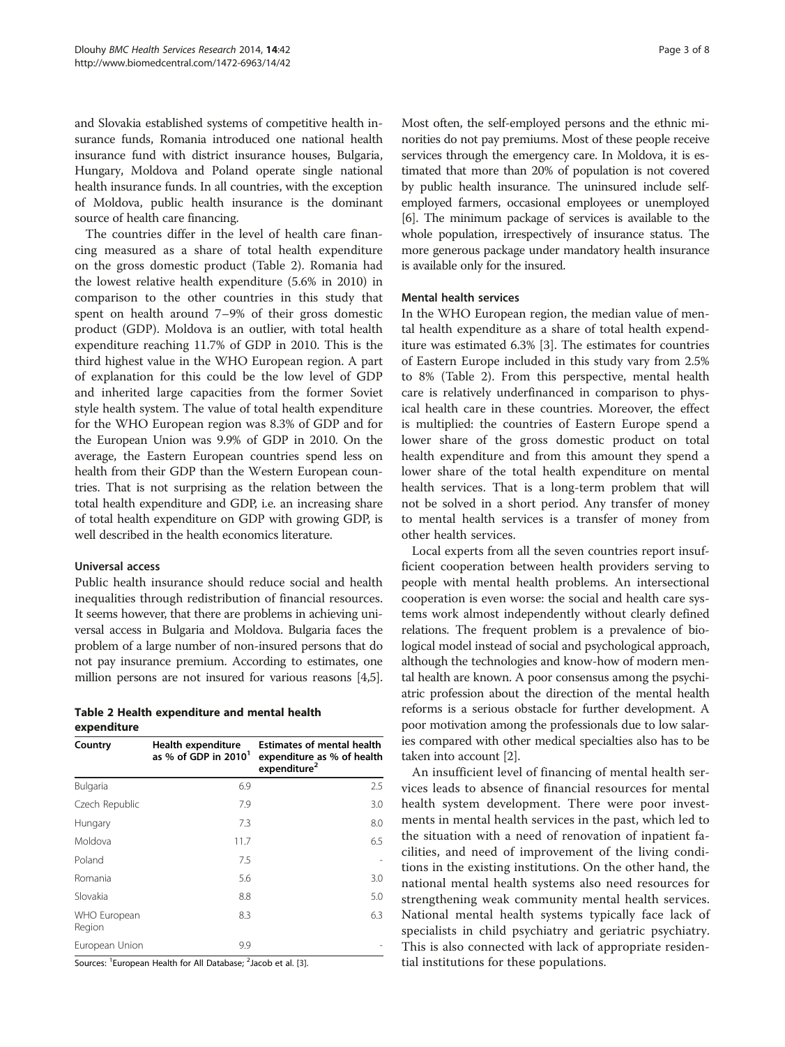and Slovakia established systems of competitive health insurance funds, Romania introduced one national health insurance fund with district insurance houses, Bulgaria, Hungary, Moldova and Poland operate single national health insurance funds. In all countries, with the exception of Moldova, public health insurance is the dominant source of health care financing.

The countries differ in the level of health care financing measured as a share of total health expenditure on the gross domestic product (Table 2). Romania had the lowest relative health expenditure (5.6% in 2010) in comparison to the other countries in this study that spent on health around 7–9% of their gross domestic product (GDP). Moldova is an outlier, with total health expenditure reaching 11.7% of GDP in 2010. This is the third highest value in the WHO European region. A part of explanation for this could be the low level of GDP and inherited large capacities from the former Soviet style health system. The value of total health expenditure for the WHO European region was 8.3% of GDP and for the European Union was 9.9% of GDP in 2010. On the average, the Eastern European countries spend less on health from their GDP than the Western European countries. That is not surprising as the relation between the total health expenditure and GDP, i.e. an increasing share of total health expenditure on GDP with growing GDP, is well described in the health economics literature.

### Universal access

Public health insurance should reduce social and health inequalities through redistribution of financial resources. It seems however, that there are problems in achieving universal access in Bulgaria and Moldova. Bulgaria faces the problem of a large number of non-insured persons that do not pay insurance premium. According to estimates, one million persons are not insured for various reasons [4,5].

**Table 2 Health expenditure and mental health expenditure**

| Country | Health expenditure as % of GDP in 2010[1] | Estimates of mental health expenditure as % of health expenditure[2] |
|---|---|---|
| Bulgaria | 6.9 | 2.5 |
| Czech Republic | 7.9 | 3.0 |
| Hungary | 7.3 | 8.0 |
| Moldova | 11.7 | 6.5 |
| Poland | 7.5 | - |
| Romania | 5.6 | 3.0 |
| Slovakia | 8.8 | 5.0 |
| WHO European Region | 8.3 | 6.3 |
| European Union | 9.9 | - |

Sources: [1]European Health for All Database; [2]Jacob et al. [3].

Most often, the self-employed persons and the ethnic minorities do not pay premiums. Most of these people receive services through the emergency care. In Moldova, it is estimated that more than 20% of population is not covered by public health insurance. The uninsured include self-employed farmers, occasional employees or unemployed [6]. The minimum package of services is available to the whole population, irrespectively of insurance status. The more generous package under mandatory health insurance is available only for the insured.

### Mental health services

In the WHO European region, the median value of mental health expenditure as a share of total health expenditure was estimated 6.3% [3]. The estimates for countries of Eastern Europe included in this study vary from 2.5% to 8% (Table 2). From this perspective, mental health care is relatively underfinanced in comparison to physical health care in these countries. Moreover, the effect is multiplied: the countries of Eastern Europe spend a lower share of the gross domestic product on total health expenditure and from this amount they spend a lower share of the total health expenditure on mental health services. That is a long-term problem that will not be solved in a short period. Any transfer of money to mental health services is a transfer of money from other health services.

Local experts from all the seven countries report insufficient cooperation between health providers serving to people with mental health problems. An intersectional cooperation is even worse: the social and health care systems work almost independently without clearly defined relations. The frequent problem is a prevalence of biological model instead of social and psychological approach, although the technologies and know-how of modern mental health are known. A poor consensus among the psychiatric profession about the direction of the mental health reforms is a serious obstacle for further development. A poor motivation among the professionals due to low salaries compared with other medical specialties also has to be taken into account [2].

An insufficient level of financing of mental health services leads to absence of financial resources for mental health system development. There were poor investments in mental health services in the past, which led to the situation with a need of renovation of inpatient facilities, and need of improvement of the living conditions in the existing institutions. On the other hand, the national mental health systems also need resources for strengthening weak community mental health services. National mental health systems typically face lack of specialists in child psychiatry and geriatric psychiatry. This is also connected with lack of appropriate residential institutions for these populations.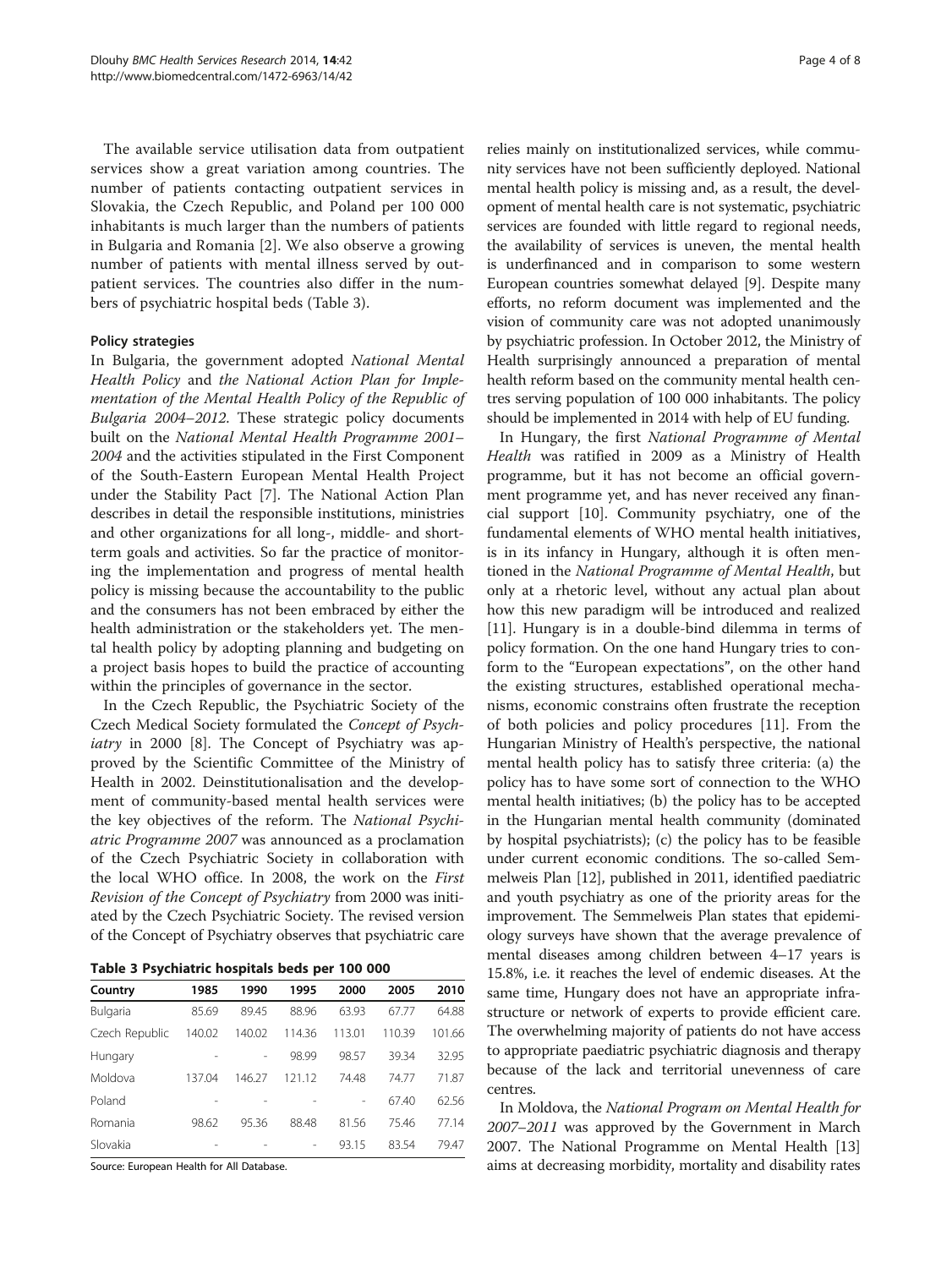The available service utilisation data from outpatient services show a great variation among countries. The number of patients contacting outpatient services in Slovakia, the Czech Republic, and Poland per 100 000 inhabitants is much larger than the numbers of patients in Bulgaria and Romania [2]. We also observe a growing number of patients with mental illness served by outpatient services. The countries also differ in the numbers of psychiatric hospital beds (Table 3).

### Policy strategies

In Bulgaria, the government adopted *National Mental Health Policy* and *the National Action Plan for Implementation of the Mental Health Policy of the Republic of Bulgaria 2004–2012*. These strategic policy documents built on the *National Mental Health Programme 2001–2004* and the activities stipulated in the First Component of the South-Eastern European Mental Health Project under the Stability Pact [7]. The National Action Plan describes in detail the responsible institutions, ministries and other organizations for all long-, middle- and short-term goals and activities. So far the practice of monitoring the implementation and progress of mental health policy is missing because the accountability to the public and the consumers has not been embraced by either the health administration or the stakeholders yet. The mental health policy by adopting planning and budgeting on a project basis hopes to build the practice of accounting within the principles of governance in the sector.

In the Czech Republic, the Psychiatric Society of the Czech Medical Society formulated the *Concept of Psychiatry* in 2000 [8]. The Concept of Psychiatry was approved by the Scientific Committee of the Ministry of Health in 2002. Deinstitutionalisation and the development of community-based mental health services were the key objectives of the reform. The *National Psychiatric Programme 2007* was announced as a proclamation of the Czech Psychiatric Society in collaboration with the local WHO office. In 2008, the work on the *First Revision of the Concept of Psychiatry* from 2000 was initiated by the Czech Psychiatric Society. The revised version of the Concept of Psychiatry observes that psychiatric care relies mainly on institutionalized services, while community services have not been sufficiently deployed. National mental health policy is missing and, as a result, the development of mental health care is not systematic, psychiatric services are founded with little regard to regional needs, the availability of services is uneven, the mental health is underfinanced and in comparison to some western European countries somewhat delayed [9]. Despite many efforts, no reform document was implemented and the vision of community care was not adopted unanimously by psychiatric profession. In October 2012, the Ministry of Health surprisingly announced a preparation of mental health reform based on the community mental health centres serving population of 100 000 inhabitants. The policy should be implemented in 2014 with help of EU funding.

**Table 3 Psychiatric hospitals beds per 100 000**

| Country | 1985 | 1990 | 1995 | 2000 | 2005 | 2010 |
|---|---|---|---|---|---|---|
| Bulgaria | 85.69 | 89.45 | 88.96 | 63.93 | 67.77 | 64.88 |
| Czech Republic | 140.02 | 140.02 | 114.36 | 113.01 | 110.39 | 101.66 |
| Hungary | - | - | 98.99 | 98.57 | 39.34 | 32.95 |
| Moldova | 137.04 | 146.27 | 121.12 | 74.48 | 74.77 | 71.87 |
| Poland | - | - | - | - | 67.40 | 62.56 |
| Romania | 98.62 | 95.36 | 88.48 | 81.56 | 75.46 | 77.14 |
| Slovakia | - | - | - | 93.15 | 83.54 | 79.47 |

Source: European Health for All Database.

In Hungary, the first *National Programme of Mental Health* was ratified in 2009 as a Ministry of Health programme, but it has not become an official government programme yet, and has never received any financial support [10]. Community psychiatry, one of the fundamental elements of WHO mental health initiatives, is in its infancy in Hungary, although it is often mentioned in the *National Programme of Mental Health*, but only at a rhetoric level, without any actual plan about how this new paradigm will be introduced and realized [11]. Hungary is in a double-bind dilemma in terms of policy formation. On the one hand Hungary tries to conform to the "European expectations", on the other hand the existing structures, established operational mechanisms, economic constrains often frustrate the reception of both policies and policy procedures [11]. From the Hungarian Ministry of Health's perspective, the national mental health policy has to satisfy three criteria: (a) the policy has to have some sort of connection to the WHO mental health initiatives; (b) the policy has to be accepted in the Hungarian mental health community (dominated by hospital psychiatrists); (c) the policy has to be feasible under current economic conditions. The so-called Semmelweis Plan [12], published in 2011, identified paediatric and youth psychiatry as one of the priority areas for the improvement. The Semmelweis Plan states that epidemiology surveys have shown that the average prevalence of mental diseases among children between 4–17 years is 15.8%, i.e. it reaches the level of endemic diseases. At the same time, Hungary does not have an appropriate infrastructure or network of experts to provide efficient care. The overwhelming majority of patients do not have access to appropriate paediatric psychiatric diagnosis and therapy because of the lack and territorial unevenness of care centres.

In Moldova, the *National Program on Mental Health for 2007–2011* was approved by the Government in March 2007. The National Programme on Mental Health [13] aims at decreasing morbidity, mortality and disability rates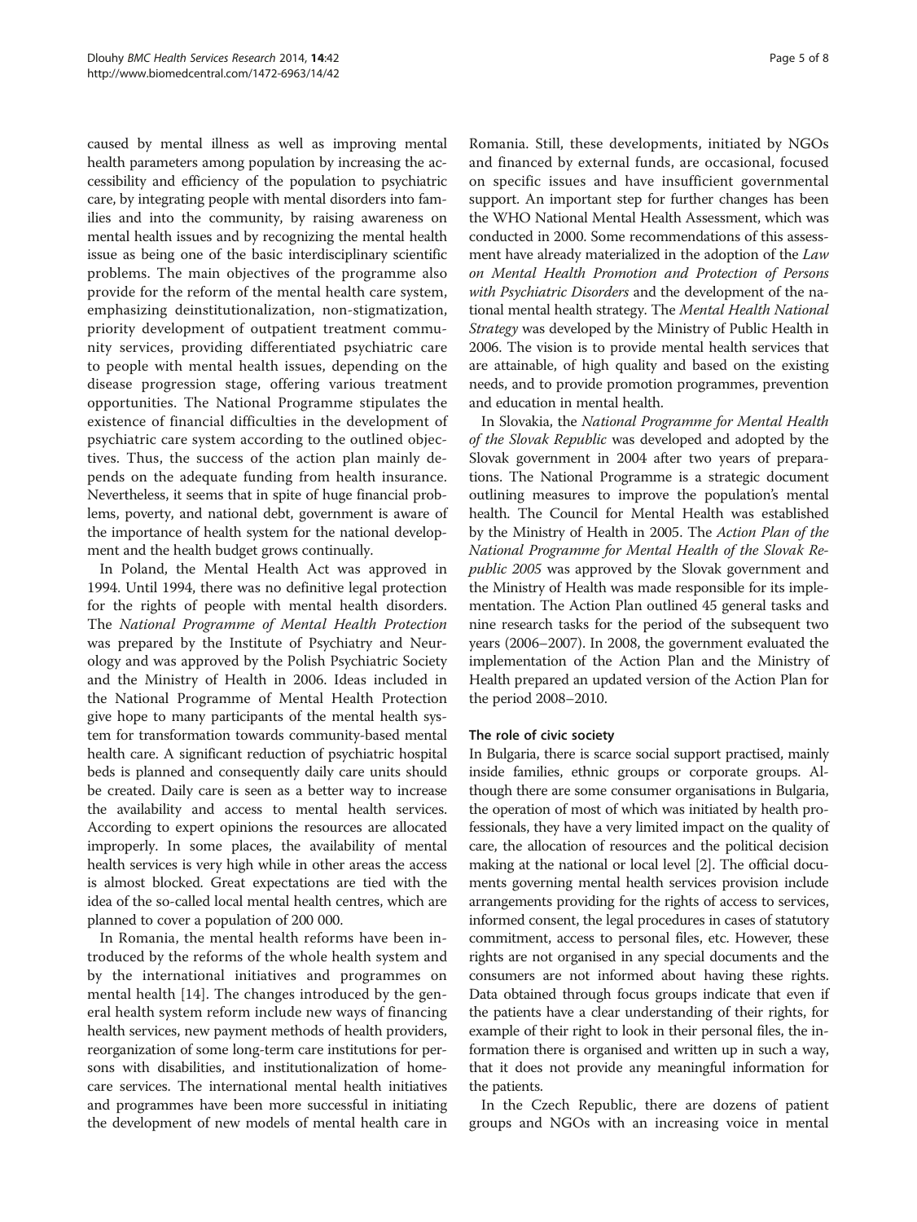caused by mental illness as well as improving mental health parameters among population by increasing the accessibility and efficiency of the population to psychiatric care, by integrating people with mental disorders into families and into the community, by raising awareness on mental health issues and by recognizing the mental health issue as being one of the basic interdisciplinary scientific problems. The main objectives of the programme also provide for the reform of the mental health care system, emphasizing deinstitutionalization, non-stigmatization, priority development of outpatient treatment community services, providing differentiated psychiatric care to people with mental health issues, depending on the disease progression stage, offering various treatment opportunities. The National Programme stipulates the existence of financial difficulties in the development of psychiatric care system according to the outlined objectives. Thus, the success of the action plan mainly depends on the adequate funding from health insurance. Nevertheless, it seems that in spite of huge financial problems, poverty, and national debt, government is aware of the importance of health system for the national development and the health budget grows continually.

In Poland, the Mental Health Act was approved in 1994. Until 1994, there was no definitive legal protection for the rights of people with mental health disorders. The *National Programme of Mental Health Protection* was prepared by the Institute of Psychiatry and Neurology and was approved by the Polish Psychiatric Society and the Ministry of Health in 2006. Ideas included in the National Programme of Mental Health Protection give hope to many participants of the mental health system for transformation towards community-based mental health care. A significant reduction of psychiatric hospital beds is planned and consequently daily care units should be created. Daily care is seen as a better way to increase the availability and access to mental health services. According to expert opinions the resources are allocated improperly. In some places, the availability of mental health services is very high while in other areas the access is almost blocked. Great expectations are tied with the idea of the so-called local mental health centres, which are planned to cover a population of 200 000.

In Romania, the mental health reforms have been introduced by the reforms of the whole health system and by the international initiatives and programmes on mental health [14]. The changes introduced by the general health system reform include new ways of financing health services, new payment methods of health providers, reorganization of some long-term care institutions for persons with disabilities, and institutionalization of homecare services. The international mental health initiatives and programmes have been more successful in initiating the development of new models of mental health care in Romania. Still, these developments, initiated by NGOs and financed by external funds, are occasional, focused on specific issues and have insufficient governmental support. An important step for further changes has been the WHO National Mental Health Assessment, which was conducted in 2000. Some recommendations of this assessment have already materialized in the adoption of the *Law on Mental Health Promotion and Protection of Persons with Psychiatric Disorders* and the development of the national mental health strategy. The *Mental Health National Strategy* was developed by the Ministry of Public Health in 2006. The vision is to provide mental health services that are attainable, of high quality and based on the existing needs, and to provide promotion programmes, prevention and education in mental health.

In Slovakia, the *National Programme for Mental Health of the Slovak Republic* was developed and adopted by the Slovak government in 2004 after two years of preparations. The National Programme is a strategic document outlining measures to improve the population's mental health. The Council for Mental Health was established by the Ministry of Health in 2005. The *Action Plan of the National Programme for Mental Health of the Slovak Republic 2005* was approved by the Slovak government and the Ministry of Health was made responsible for its implementation. The Action Plan outlined 45 general tasks and nine research tasks for the period of the subsequent two years (2006–2007). In 2008, the government evaluated the implementation of the Action Plan and the Ministry of Health prepared an updated version of the Action Plan for the period 2008–2010.

### The role of civic society

In Bulgaria, there is scarce social support practised, mainly inside families, ethnic groups or corporate groups. Although there are some consumer organisations in Bulgaria, the operation of most of which was initiated by health professionals, they have a very limited impact on the quality of care, the allocation of resources and the political decision making at the national or local level [2]. The official documents governing mental health services provision include arrangements providing for the rights of access to services, informed consent, the legal procedures in cases of statutory commitment, access to personal files, etc. However, these rights are not organised in any special documents and the consumers are not informed about having these rights. Data obtained through focus groups indicate that even if the patients have a clear understanding of their rights, for example of their right to look in their personal files, the information there is organised and written up in such a way, that it does not provide any meaningful information for the patients.

In the Czech Republic, there are dozens of patient groups and NGOs with an increasing voice in mental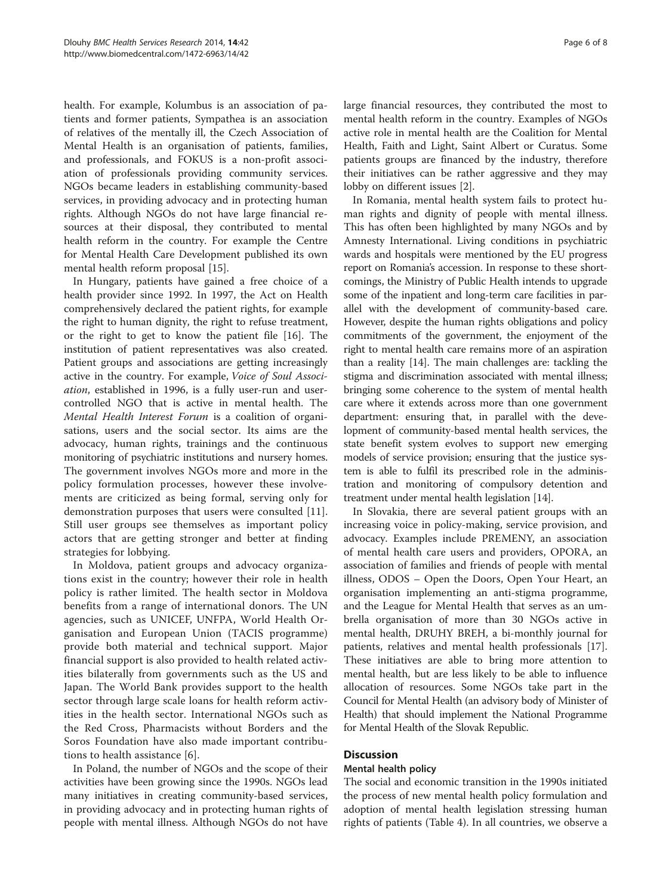health. For example, Kolumbus is an association of patients and former patients, Sympathea is an association of relatives of the mentally ill, the Czech Association of Mental Health is an organisation of patients, families, and professionals, and FOKUS is a non-profit association of professionals providing community services. NGOs became leaders in establishing community-based services, in providing advocacy and in protecting human rights. Although NGOs do not have large financial resources at their disposal, they contributed to mental health reform in the country. For example the Centre for Mental Health Care Development published its own mental health reform proposal [15].

In Hungary, patients have gained a free choice of a health provider since 1992. In 1997, the Act on Health comprehensively declared the patient rights, for example the right to human dignity, the right to refuse treatment, or the right to get to know the patient file [16]. The institution of patient representatives was also created. Patient groups and associations are getting increasingly active in the country. For example, *Voice of Soul Association*, established in 1996, is a fully user-run and user-controlled NGO that is active in mental health. The *Mental Health Interest Forum* is a coalition of organisations, users and the social sector. Its aims are the advocacy, human rights, trainings and the continuous monitoring of psychiatric institutions and nursery homes. The government involves NGOs more and more in the policy formulation processes, however these involvements are criticized as being formal, serving only for demonstration purposes that users were consulted [11]. Still user groups see themselves as important policy actors that are getting stronger and better at finding strategies for lobbying.

In Moldova, patient groups and advocacy organizations exist in the country; however their role in health policy is rather limited. The health sector in Moldova benefits from a range of international donors. The UN agencies, such as UNICEF, UNFPA, World Health Organisation and European Union (TACIS programme) provide both material and technical support. Major financial support is also provided to health related activities bilaterally from governments such as the US and Japan. The World Bank provides support to the health sector through large scale loans for health reform activities in the health sector. International NGOs such as the Red Cross, Pharmacists without Borders and the Soros Foundation have also made important contributions to health assistance [6].

In Poland, the number of NGOs and the scope of their activities have been growing since the 1990s. NGOs lead many initiatives in creating community-based services, in providing advocacy and in protecting human rights of people with mental illness. Although NGOs do not have large financial resources, they contributed the most to mental health reform in the country. Examples of NGOs active role in mental health are the Coalition for Mental Health, Faith and Light, Saint Albert or Curatus. Some patients groups are financed by the industry, therefore their initiatives can be rather aggressive and they may lobby on different issues [2].

In Romania, mental health system fails to protect human rights and dignity of people with mental illness. This has often been highlighted by many NGOs and by Amnesty International. Living conditions in psychiatric wards and hospitals were mentioned by the EU progress report on Romania's accession. In response to these shortcomings, the Ministry of Public Health intends to upgrade some of the inpatient and long-term care facilities in parallel with the development of community-based care. However, despite the human rights obligations and policy commitments of the government, the enjoyment of the right to mental health care remains more of an aspiration than a reality [14]. The main challenges are: tackling the stigma and discrimination associated with mental illness; bringing some coherence to the system of mental health care where it extends across more than one government department: ensuring that, in parallel with the development of community-based mental health services, the state benefit system evolves to support new emerging models of service provision; ensuring that the justice system is able to fulfil its prescribed role in the administration and monitoring of compulsory detention and treatment under mental health legislation [14].

In Slovakia, there are several patient groups with an increasing voice in policy-making, service provision, and advocacy. Examples include PREMENY, an association of mental health care users and providers, OPORA, an association of families and friends of people with mental illness, ODOS – Open the Doors, Open Your Heart, an organisation implementing an anti-stigma programme, and the League for Mental Health that serves as an umbrella organisation of more than 30 NGOs active in mental health, DRUHY BREH, a bi-monthly journal for patients, relatives and mental health professionals [17]. These initiatives are able to bring more attention to mental health, but are less likely to be able to influence allocation of resources. Some NGOs take part in the Council for Mental Health (an advisory body of Minister of Health) that should implement the National Programme for Mental Health of the Slovak Republic.

## Discussion

### Mental health policy

The social and economic transition in the 1990s initiated the process of new mental health policy formulation and adoption of mental health legislation stressing human rights of patients (Table 4). In all countries, we observe a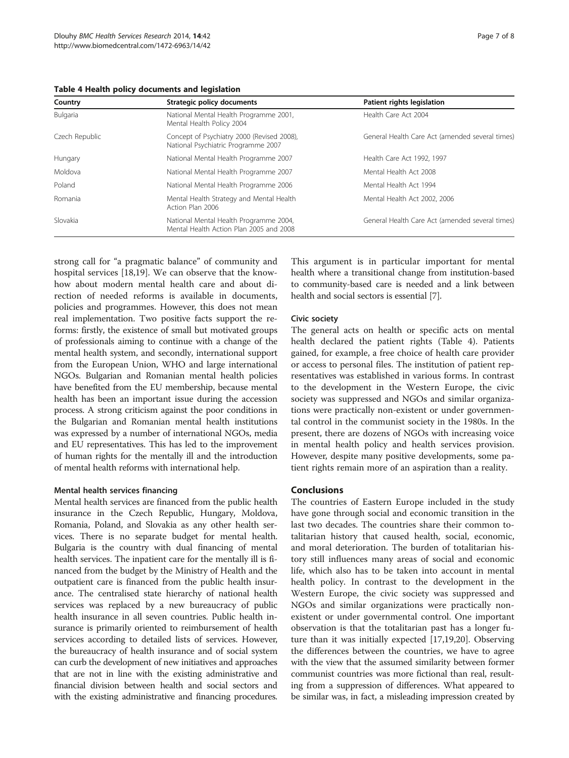**Table 4 Health policy documents and legislation**

| Country | Strategic policy documents | Patient rights legislation |
|---|---|---|
| Bulgaria | National Mental Health Programme 2001, Mental Health Policy 2004 | Health Care Act 2004 |
| Czech Republic | Concept of Psychiatry 2000 (Revised 2008), National Psychiatric Programme 2007 | General Health Care Act (amended several times) |
| Hungary | National Mental Health Programme 2007 | Health Care Act 1992, 1997 |
| Moldova | National Mental Health Programme 2007 | Mental Health Act 2008 |
| Poland | National Mental Health Programme 2006 | Mental Health Act 1994 |
| Romania | Mental Health Strategy and Mental Health Action Plan 2006 | Mental Health Act 2002, 2006 |
| Slovakia | National Mental Health Programme 2004, Mental Health Action Plan 2005 and 2008 | General Health Care Act (amended several times) |

strong call for "a pragmatic balance" of community and hospital services [18,19]. We can observe that the know-how about modern mental health care and about direction of needed reforms is available in documents, policies and programmes. However, this does not mean real implementation. Two positive facts support the reforms: firstly, the existence of small but motivated groups of professionals aiming to continue with a change of the mental health system, and secondly, international support from the European Union, WHO and large international NGOs. Bulgarian and Romanian mental health policies have benefited from the EU membership, because mental health has been an important issue during the accession process. A strong criticism against the poor conditions in the Bulgarian and Romanian mental health institutions was expressed by a number of international NGOs, media and EU representatives. This has led to the improvement of human rights for the mentally ill and the introduction of mental health reforms with international help.

#### Mental health services financing

Mental health services are financed from the public health insurance in the Czech Republic, Hungary, Moldova, Romania, Poland, and Slovakia as any other health services. There is no separate budget for mental health. Bulgaria is the country with dual financing of mental health services. The inpatient care for the mentally ill is financed from the budget by the Ministry of Health and the outpatient care is financed from the public health insurance. The centralised state hierarchy of national health services was replaced by a new bureaucracy of public health insurance in all seven countries. Public health insurance is primarily oriented to reimbursement of health services according to detailed lists of services. However, the bureaucracy of health insurance and of social system can curb the development of new initiatives and approaches that are not in line with the existing administrative and financial division between health and social sectors and with the existing administrative and financing procedures. This argument is in particular important for mental health where a transitional change from institution-based to community-based care is needed and a link between health and social sectors is essential [7].

#### Civic society

The general acts on health or specific acts on mental health declared the patient rights (Table 4). Patients gained, for example, a free choice of health care provider or access to personal files. The institution of patient representatives was established in various forms. In contrast to the development in the Western Europe, the civic society was suppressed and NGOs and similar organizations were practically non-existent or under governmental control in the communist society in the 1980s. In the present, there are dozens of NGOs with increasing voice in mental health policy and health services provision. However, despite many positive developments, some patient rights remain more of an aspiration than a reality.

## Conclusions

The countries of Eastern Europe included in the study have gone through social and economic transition in the last two decades. The countries share their common totalitarian history that caused health, social, economic, and moral deterioration. The burden of totalitarian history still influences many areas of social and economic life, which also has to be taken into account in mental health policy. In contrast to the development in the Western Europe, the civic society was suppressed and NGOs and similar organizations were practically non-existent or under governmental control. One important observation is that the totalitarian past has a longer future than it was initially expected [17,19,20]. Observing the differences between the countries, we have to agree with the view that the assumed similarity between former communist countries was more fictional than real, resulting from a suppression of differences. What appeared to be similar was, in fact, a misleading impression created by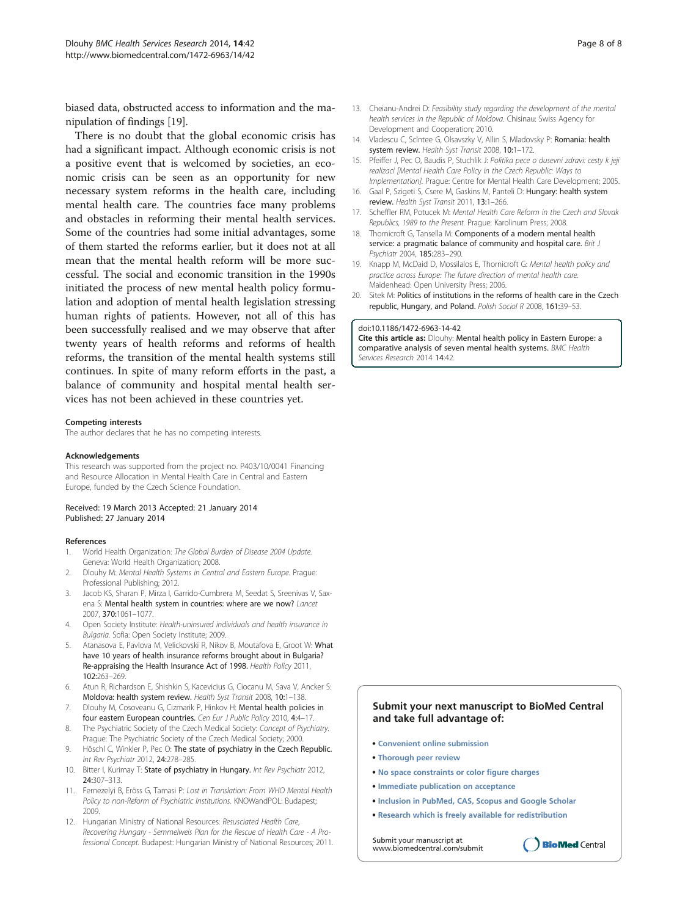biased data, obstructed access to information and the manipulation of findings [19].

There is no doubt that the global economic crisis has had a significant impact. Although economic crisis is not a positive event that is welcomed by societies, an economic crisis can be seen as an opportunity for new necessary system reforms in the health care, including mental health care. The countries face many problems and obstacles in reforming their mental health services. Some of the countries had some initial advantages, some of them started the reforms earlier, but it does not at all mean that the mental health reform will be more successful. The social and economic transition in the 1990s initiated the process of new mental health policy formulation and adoption of mental health legislation stressing human rights of patients. However, not all of this has been successfully realised and we may observe that after twenty years of health reforms and reforms of health reforms, the transition of the mental health systems still continues. In spite of many reform efforts in the past, a balance of community and hospital mental health services has not been achieved in these countries yet.

#### Competing interests

The author declares that he has no competing interests.

#### Acknowledgements

This research was supported from the project no. P403/10/0041 Financing and Resource Allocation in Mental Health Care in Central and Eastern Europe, funded by the Czech Science Foundation.

Received: 19 March 2013 Accepted: 21 January 2014
Published: 27 January 2014

#### References

1. World Health Organization: *The Global Burden of Disease 2004 Update.* Geneva: World Health Organization; 2008.
2. Dlouhy M: *Mental Health Systems in Central and Eastern Europe.* Prague: Professional Publishing; 2012.
3. Jacob KS, Sharan P, Mirza I, Garrido-Cumbrera M, Seedat S, Sreenivas V, Saxena S: **Mental health system in countries: where are we now?** *Lancet* 2007, **370:**1061–1077.
4. Open Society Institute: *Health-uninsured individuals and health insurance in Bulgaria.* Sofia: Open Society Institute; 2009.
5. Atanasova E, Pavlova M, Velickovski R, Nikov B, Moutafova E, Groot W: **What have 10 years of health insurance reforms brought about in Bulgaria? Re-appraising the Health Insurance Act of 1998.** *Health Policy* 2011, **102:**263–269.
6. Atun R, Richardson E, Shishkin S, Kacevicius G, Ciocanu M, Sava V, Ancker S: **Moldova: health system review.** *Health Syst Transit* 2008, **10:**1–138.
7. Dlouhy M, Cosoveanu G, Cizmarik P, Hinkov H: **Mental health policies in four eastern European countries.** *Cen Eur J Public Policy* 2010, **4:**4–17.
8. The Psychiatric Society of the Czech Medical Society: *Concept of Psychiatry.* Prague: The Psychiatric Society of the Czech Medical Society; 2000.
9. Höschl C, Winkler P, Pec O: **The state of psychiatry in the Czech Republic.** *Int Rev Psychiatr* 2012, **24:**278–285.
10. Bitter I, Kurimay T: **State of psychiatry in Hungary.** *Int Rev Psychiatr* 2012, **24:**307–313.
11. Fernezelyi B, Eröss G, Tamasi P: *Lost in Translation: From WHO Mental Health Policy to non-Reform of Psychiatric Institutions.* KNOWandPOL: Budapest; 2009.
12. Hungarian Ministry of National Resources: *Resusciated Health Care, Recovering Hungary - Semmelweis Plan for the Rescue of Health Care - A Professional Concept.* Budapest: Hungarian Ministry of National Resources; 2011.
13. Cheianu-Andrei D: *Feasibility study regarding the development of the mental health services in the Republic of Moldova.* Chisinau: Swiss Agency for Development and Cooperation; 2010.
14. Vladescu C, Scîntee G, Olsavszky V, Allin S, Mladovsky P: **Romania: health system review.** *Health Syst Transit* 2008, **10:**1–172.
15. Pfeiffer J, Pec O, Baudis P, Stuchlik J: *Politika pece o dusevni zdravi: cesty k jeji realizaci [Mental Health Care Policy in the Czech Republic: Ways to Implementation].* Prague: Centre for Mental Health Care Development; 2005.
16. Gaal P, Szigeti S, Csere M, Gaskins M, Panteli D: **Hungary: health system review.** *Health Syst Transit* 2011, **13:**1–266.
17. Scheffler RM, Potucek M: *Mental Health Care Reform in the Czech and Slovak Republics, 1989 to the Present.* Prague: Karolinum Press; 2008.
18. Thornicroft G, Tansella M: **Components of a modern mental health service: a pragmatic balance of community and hospital care.** *Brit J Psychiatr* 2004, **185:**283–290.
19. Knapp M, McDaid D, Mossilalos E, Thornicroft G: *Mental health policy and practice across Europe: The future direction of mental health care.* Maidenhead: Open University Press; 2006.
20. Sitek M: **Politics of institutions in the reforms of health care in the Czech republic, Hungary, and Poland.** *Polish Sociol R* 2008, **161:**39–53.

doi:10.1186/1472-6963-14-42
**Cite this article as:** Dlouhy: Mental health policy in Eastern Europe: a comparative analysis of seven mental health systems. *BMC Health Services Research* 2014 **14**:42.